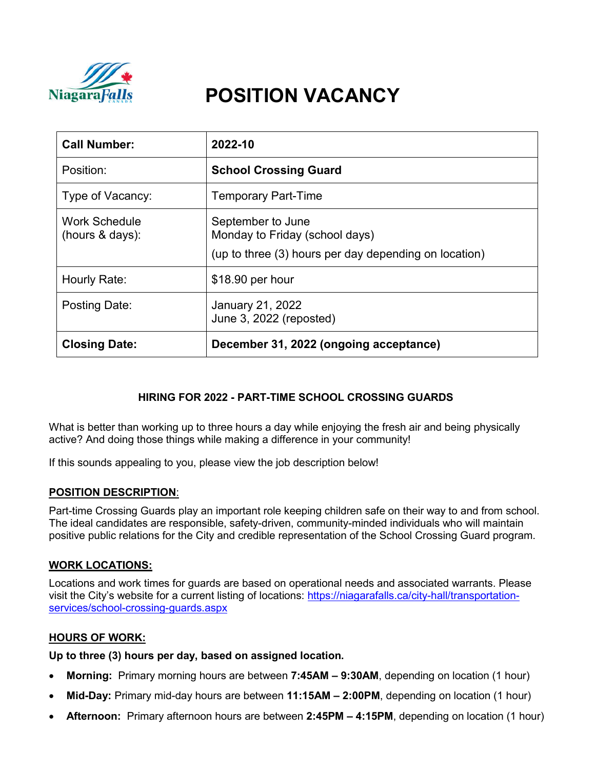# POSITION VACANCY

| **Call Number:** | **2022-10** |
|---|---|
| Position: | **School Crossing Guard** |
| Type of Vacancy: | Temporary Part-Time |
| Work Schedule (hours & days): | September to June<br>Monday to Friday (school days)<br>(up to three (3) hours per day depending on location) |
| Hourly Rate: | $18.90 per hour |
| Posting Date: | January 21, 2022<br>June 3, 2022 (reposted) |
| **Closing Date:** | **December 31, 2022 (ongoing acceptance)** |

### HIRING FOR 2022 - PART-TIME SCHOOL CROSSING GUARDS

What is better than working up to three hours a day while enjoying the fresh air and being physically active? And doing those things while making a difference in your community!

If this sounds appealing to you, please view the job description below!

## POSITION DESCRIPTION:

Part-time Crossing Guards play an important role keeping children safe on their way to and from school. The ideal candidates are responsible, safety-driven, community-minded individuals who will maintain positive public relations for the City and credible representation of the School Crossing Guard program.

## WORK LOCATIONS:

Locations and work times for guards are based on operational needs and associated warrants. Please visit the City's website for a current listing of locations: [https://niagarafalls.ca/city-hall/transportation-services/school-crossing-guards.aspx](https://niagarafalls.ca/city-hall/transportation-services/school-crossing-guards.aspx)

## HOURS OF WORK:

**Up to three (3) hours per day, based on assigned location.**

- **Morning:** Primary morning hours are between **7:45AM – 9:30AM**, depending on location (1 hour)
- **Mid-Day:** Primary mid-day hours are between **11:15AM – 2:00PM**, depending on location (1 hour)
- **Afternoon:** Primary afternoon hours are between **2:45PM – 4:15PM**, depending on location (1 hour)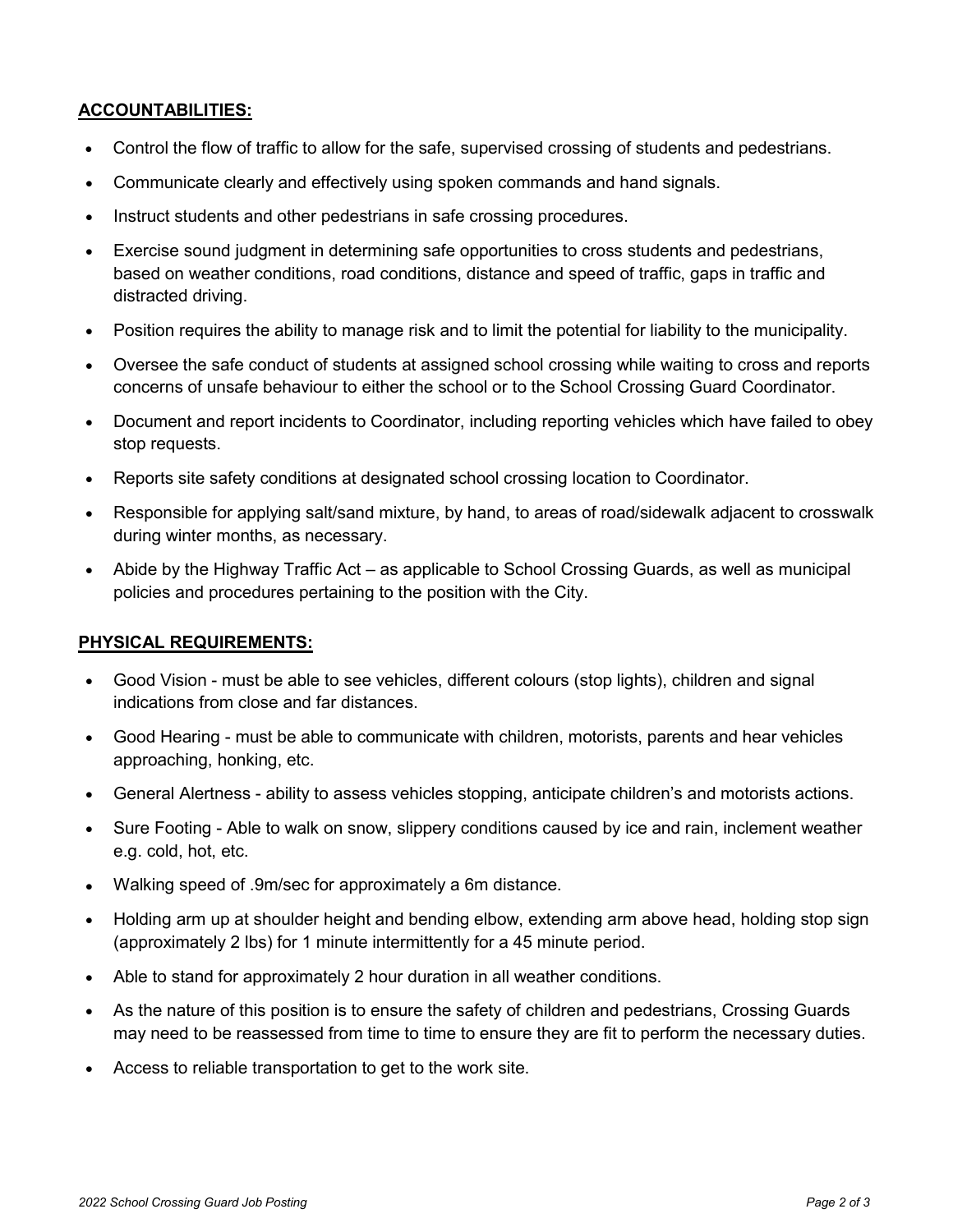## ACCOUNTABILITIES:

- Control the flow of traffic to allow for the safe, supervised crossing of students and pedestrians.
- Communicate clearly and effectively using spoken commands and hand signals.
- Instruct students and other pedestrians in safe crossing procedures.
- Exercise sound judgment in determining safe opportunities to cross students and pedestrians, based on weather conditions, road conditions, distance and speed of traffic, gaps in traffic and distracted driving.
- Position requires the ability to manage risk and to limit the potential for liability to the municipality.
- Oversee the safe conduct of students at assigned school crossing while waiting to cross and reports concerns of unsafe behaviour to either the school or to the School Crossing Guard Coordinator.
- Document and report incidents to Coordinator, including reporting vehicles which have failed to obey stop requests.
- Reports site safety conditions at designated school crossing location to Coordinator.
- Responsible for applying salt/sand mixture, by hand, to areas of road/sidewalk adjacent to crosswalk during winter months, as necessary.
- Abide by the Highway Traffic Act – as applicable to School Crossing Guards, as well as municipal policies and procedures pertaining to the position with the City.

## PHYSICAL REQUIREMENTS:

- Good Vision - must be able to see vehicles, different colours (stop lights), children and signal indications from close and far distances.
- Good Hearing - must be able to communicate with children, motorists, parents and hear vehicles approaching, honking, etc.
- General Alertness - ability to assess vehicles stopping, anticipate children's and motorists actions.
- Sure Footing - Able to walk on snow, slippery conditions caused by ice and rain, inclement weather e.g. cold, hot, etc.
- Walking speed of .9m/sec for approximately a 6m distance.
- Holding arm up at shoulder height and bending elbow, extending arm above head, holding stop sign (approximately 2 lbs) for 1 minute intermittently for a 45 minute period.
- Able to stand for approximately 2 hour duration in all weather conditions.
- As the nature of this position is to ensure the safety of children and pedestrians, Crossing Guards may need to be reassessed from time to time to ensure they are fit to perform the necessary duties.
- Access to reliable transportation to get to the work site.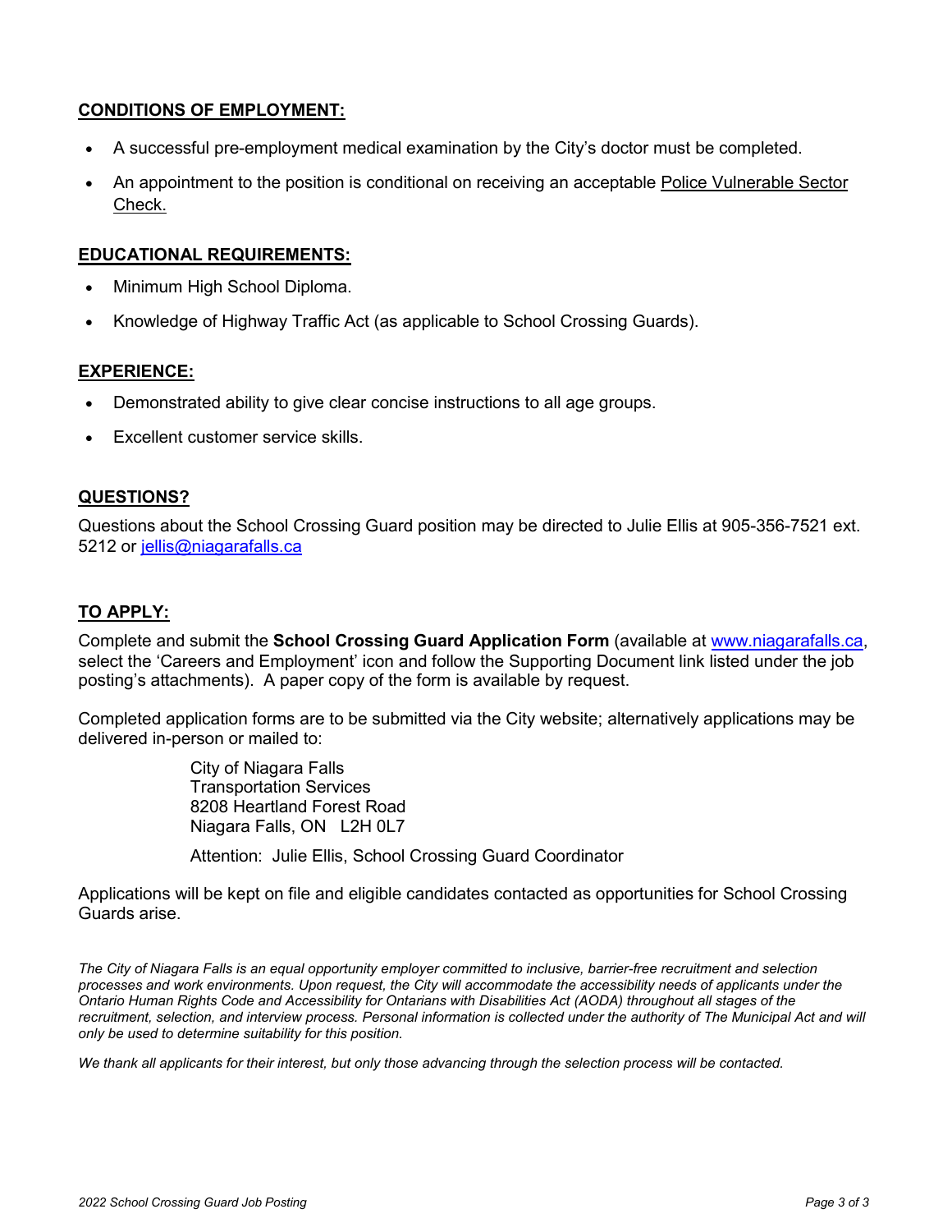## CONDITIONS OF EMPLOYMENT:

- A successful pre-employment medical examination by the City's doctor must be completed.
- An appointment to the position is conditional on receiving an acceptable Police Vulnerable Sector Check.

## EDUCATIONAL REQUIREMENTS:

- Minimum High School Diploma.
- Knowledge of Highway Traffic Act (as applicable to School Crossing Guards).

## EXPERIENCE:

- Demonstrated ability to give clear concise instructions to all age groups.
- Excellent customer service skills.

## QUESTIONS?

Questions about the School Crossing Guard position may be directed to Julie Ellis at 905-356-7521 ext. 5212 or jellis@niagarafalls.ca

## TO APPLY:

Complete and submit the **School Crossing Guard Application Form** (available at www.niagarafalls.ca, select the 'Careers and Employment' icon and follow the Supporting Document link listed under the job posting's attachments). A paper copy of the form is available by request.

Completed application forms are to be submitted via the City website; alternatively applications may be delivered in-person or mailed to:

City of Niagara Falls
Transportation Services
8208 Heartland Forest Road
Niagara Falls, ON L2H 0L7

Attention: Julie Ellis, School Crossing Guard Coordinator

Applications will be kept on file and eligible candidates contacted as opportunities for School Crossing Guards arise.

*The City of Niagara Falls is an equal opportunity employer committed to inclusive, barrier-free recruitment and selection processes and work environments. Upon request, the City will accommodate the accessibility needs of applicants under the Ontario Human Rights Code and Accessibility for Ontarians with Disabilities Act (AODA) throughout all stages of the recruitment, selection, and interview process. Personal information is collected under the authority of The Municipal Act and will only be used to determine suitability for this position.*

*We thank all applicants for their interest, but only those advancing through the selection process will be contacted.*